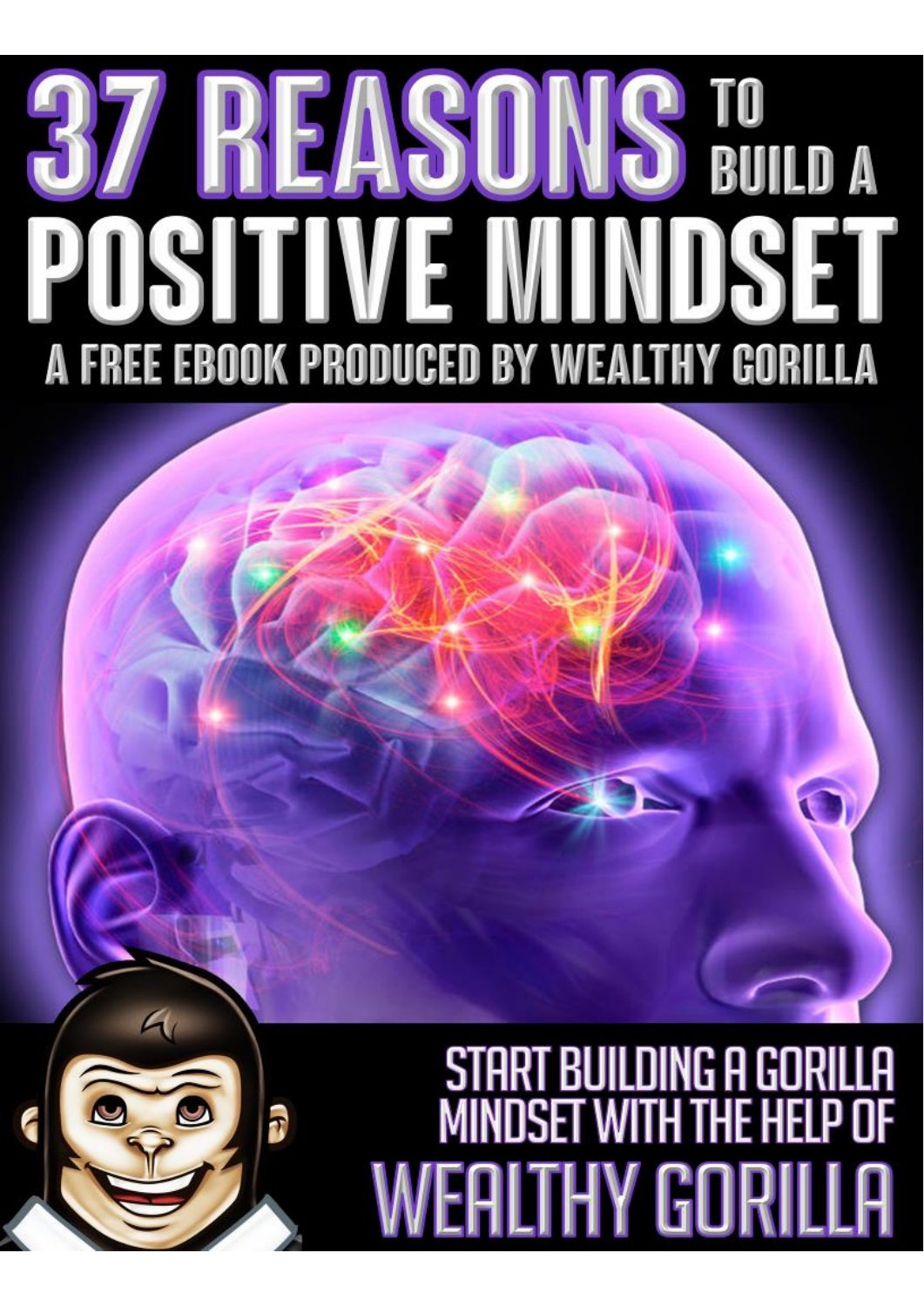# 37 REASONS TO BUILD A POSITIVE MINDSET

## A FREE EBOOK PRODUCED BY WEALTHY GORILLA

START BUILDING A GORILLA MINDSET WITH THE HELP OF

WEALTHY GORILLA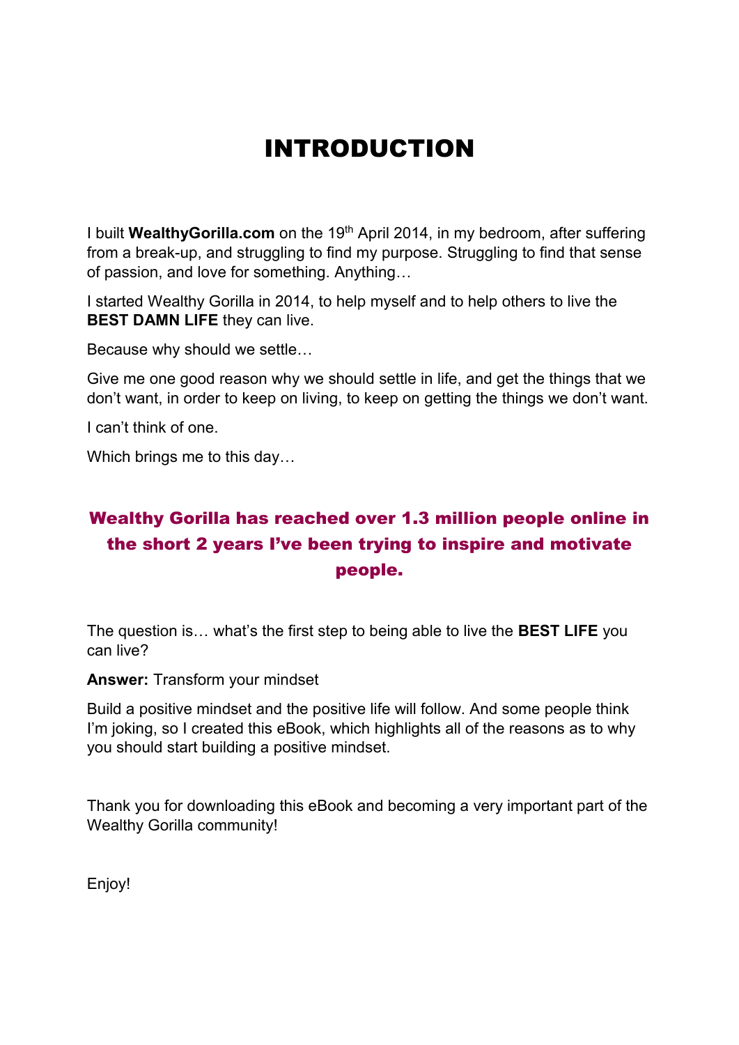# INTRODUCTION

I built **WealthyGorilla.com** on the 19th April 2014, in my bedroom, after suffering from a break-up, and struggling to find my purpose. Struggling to find that sense of passion, and love for something. Anything…

I started Wealthy Gorilla in 2014, to help myself and to help others to live the **BEST DAMN LIFE** they can live.

Because why should we settle…

Give me one good reason why we should settle in life, and get the things that we don't want, in order to keep on living, to keep on getting the things we don't want.

I can't think of one.

Which brings me to this day…

**Wealthy Gorilla has reached over 1.3 million people online in the short 2 years I've been trying to inspire and motivate people.**

The question is… what's the first step to being able to live the **BEST LIFE** you can live?

**Answer:** Transform your mindset

Build a positive mindset and the positive life will follow. And some people think I'm joking, so I created this eBook, which highlights all of the reasons as to why you should start building a positive mindset.

Thank you for downloading this eBook and becoming a very important part of the Wealthy Gorilla community!

Enjoy!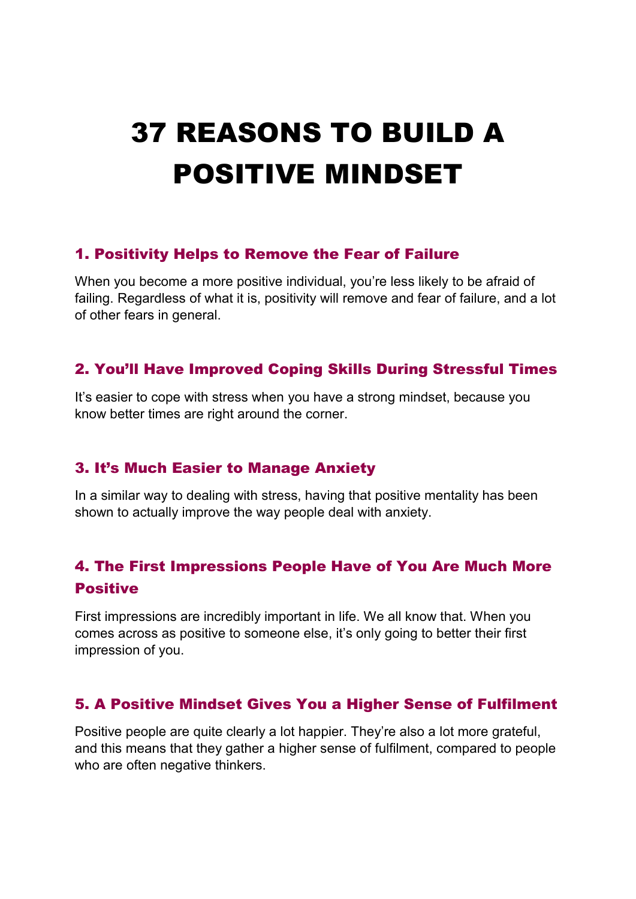# 37 REASONS TO BUILD A POSITIVE MINDSET

### 1. Positivity Helps to Remove the Fear of Failure

When you become a more positive individual, you're less likely to be afraid of failing. Regardless of what it is, positivity will remove and fear of failure, and a lot of other fears in general.

### 2. You'll Have Improved Coping Skills During Stressful Times

It's easier to cope with stress when you have a strong mindset, because you know better times are right around the corner.

### 3. It's Much Easier to Manage Anxiety

In a similar way to dealing with stress, having that positive mentality has been shown to actually improve the way people deal with anxiety.

### 4. The First Impressions People Have of You Are Much More Positive

First impressions are incredibly important in life. We all know that. When you comes across as positive to someone else, it's only going to better their first impression of you.

### 5. A Positive Mindset Gives You a Higher Sense of Fulfilment

Positive people are quite clearly a lot happier. They're also a lot more grateful, and this means that they gather a higher sense of fulfilment, compared to people who are often negative thinkers.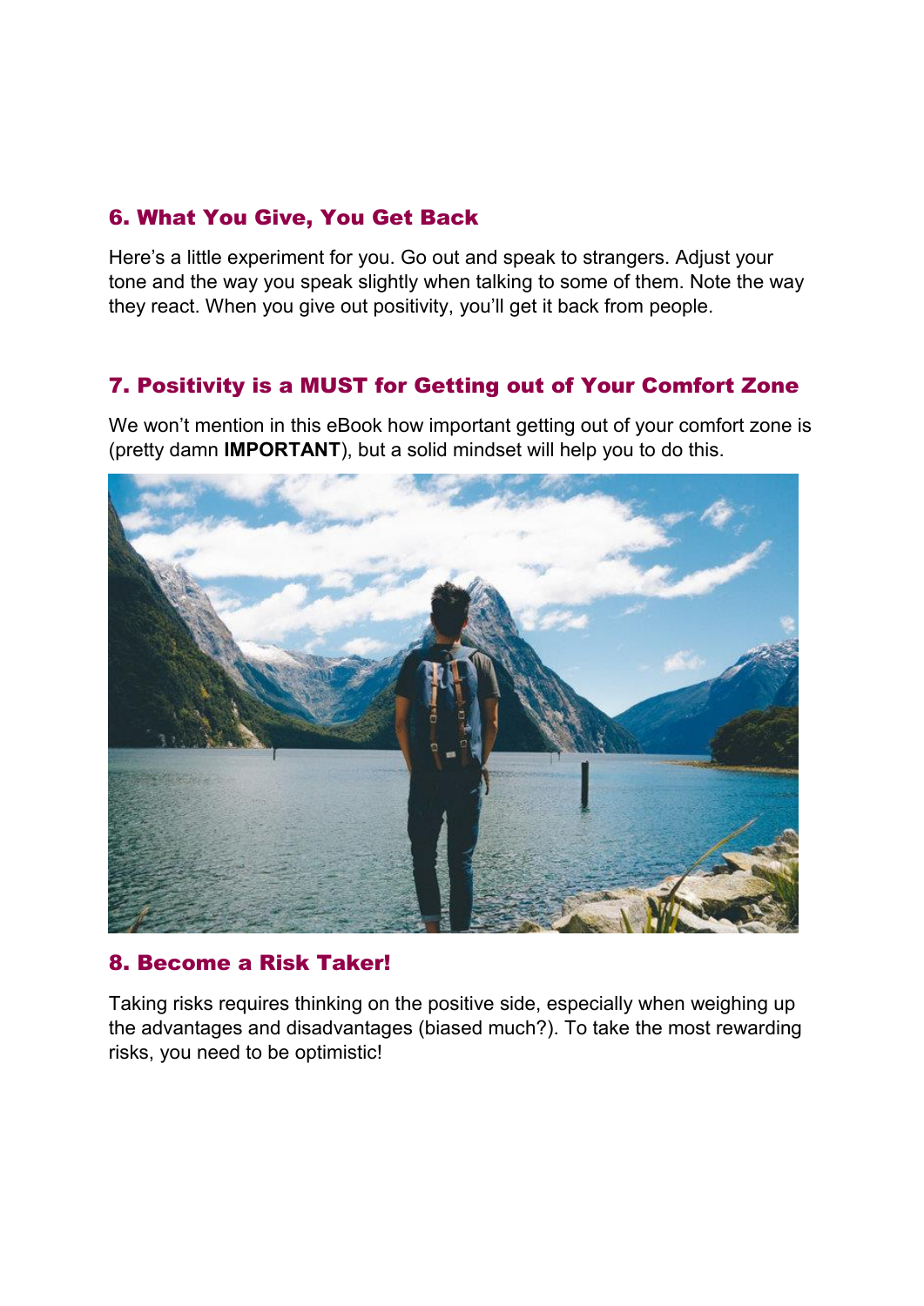## 6. What You Give, You Get Back

Here's a little experiment for you. Go out and speak to strangers. Adjust your tone and the way you speak slightly when talking to some of them. Note the way they react. When you give out positivity, you'll get it back from people.

## 7. Positivity is a MUST for Getting out of Your Comfort Zone

We won't mention in this eBook how important getting out of your comfort zone is (pretty damn **IMPORTANT**), but a solid mindset will help you to do this.

## 8. Become a Risk Taker!

Taking risks requires thinking on the positive side, especially when weighing up the advantages and disadvantages (biased much?). To take the most rewarding risks, you need to be optimistic!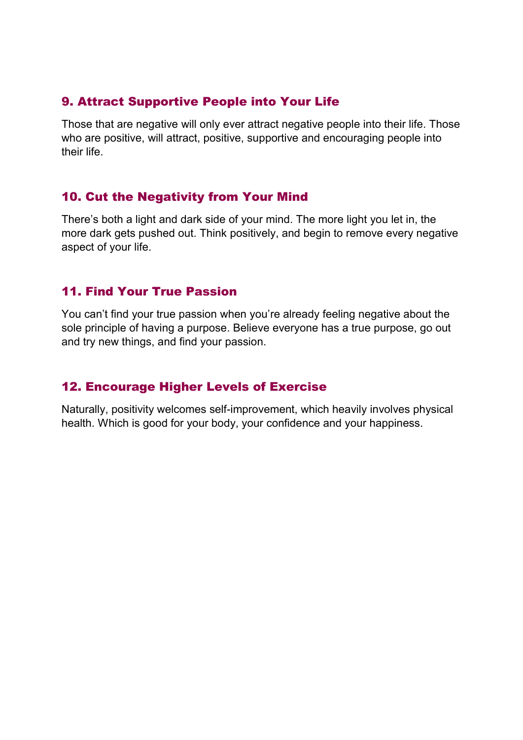## 9. Attract Supportive People into Your Life

Those that are negative will only ever attract negative people into their life. Those who are positive, will attract, positive, supportive and encouraging people into their life.

## 10. Cut the Negativity from Your Mind

There's both a light and dark side of your mind. The more light you let in, the more dark gets pushed out. Think positively, and begin to remove every negative aspect of your life.

## 11. Find Your True Passion

You can't find your true passion when you're already feeling negative about the sole principle of having a purpose. Believe everyone has a true purpose, go out and try new things, and find your passion.

## 12. Encourage Higher Levels of Exercise

Naturally, positivity welcomes self-improvement, which heavily involves physical health. Which is good for your body, your confidence and your happiness.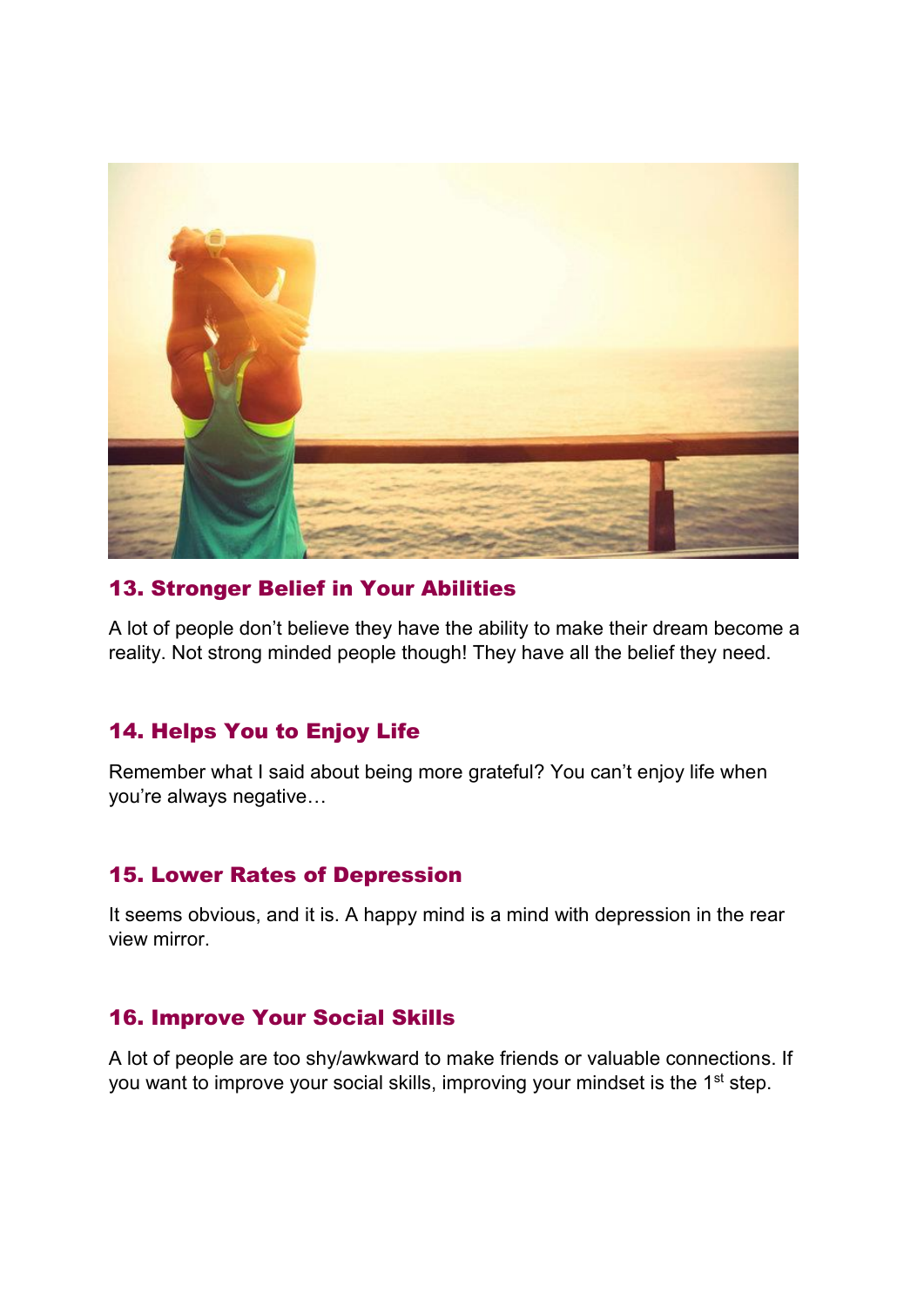## 13. Stronger Belief in Your Abilities

A lot of people don't believe they have the ability to make their dream become a reality. Not strong minded people though! They have all the belief they need.

## 14. Helps You to Enjoy Life

Remember what I said about being more grateful? You can't enjoy life when you're always negative…

## 15. Lower Rates of Depression

It seems obvious, and it is. A happy mind is a mind with depression in the rear view mirror.

## 16. Improve Your Social Skills

A lot of people are too shy/awkward to make friends or valuable connections. If you want to improve your social skills, improving your mindset is the 1st step.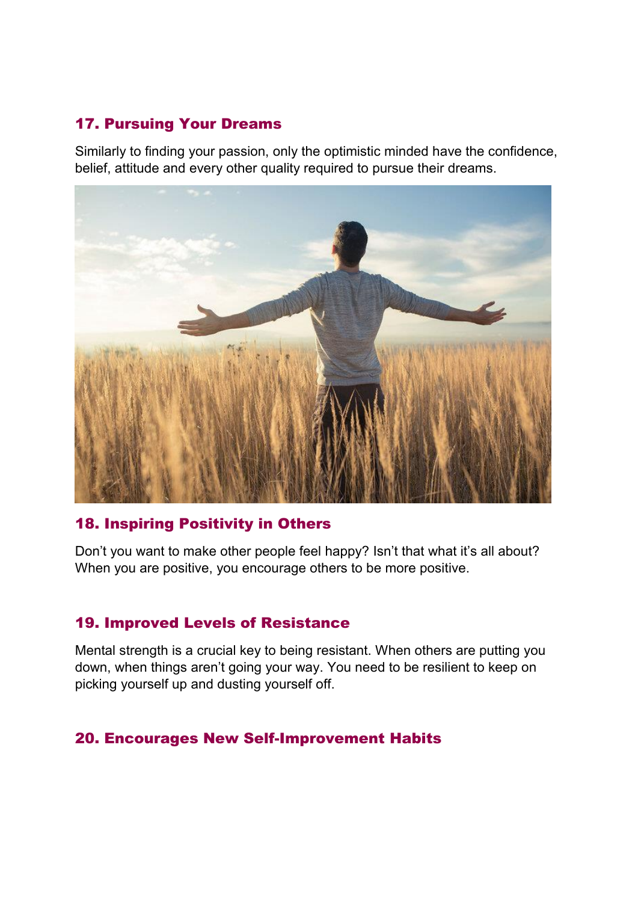### 17. Pursuing Your Dreams

Similarly to finding your passion, only the optimistic minded have the confidence, belief, attitude and every other quality required to pursue their dreams.

### 18. Inspiring Positivity in Others

Don’t you want to make other people feel happy? Isn’t that what it’s all about? When you are positive, you encourage others to be more positive.

### 19. Improved Levels of Resistance

Mental strength is a crucial key to being resistant. When others are putting you down, when things aren’t going your way. You need to be resilient to keep on picking yourself up and dusting yourself off.

### 20. Encourages New Self-Improvement Habits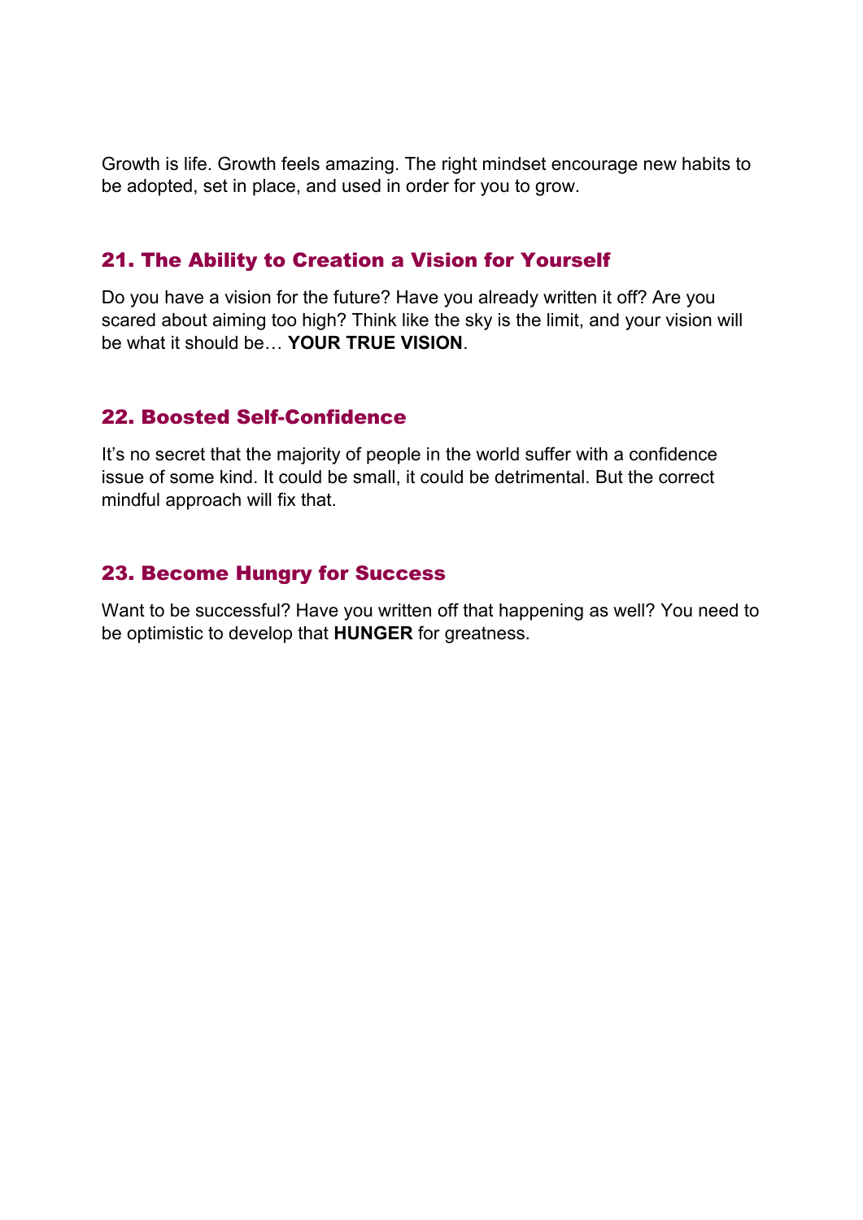Growth is life. Growth feels amazing. The right mindset encourage new habits to be adopted, set in place, and used in order for you to grow.

## 21. The Ability to Creation a Vision for Yourself

Do you have a vision for the future? Have you already written it off? Are you scared about aiming too high? Think like the sky is the limit, and your vision will be what it should be… **YOUR TRUE VISION**.

## 22. Boosted Self-Confidence

It's no secret that the majority of people in the world suffer with a confidence issue of some kind. It could be small, it could be detrimental. But the correct mindful approach will fix that.

## 23. Become Hungry for Success

Want to be successful? Have you written off that happening as well? You need to be optimistic to develop that **HUNGER** for greatness.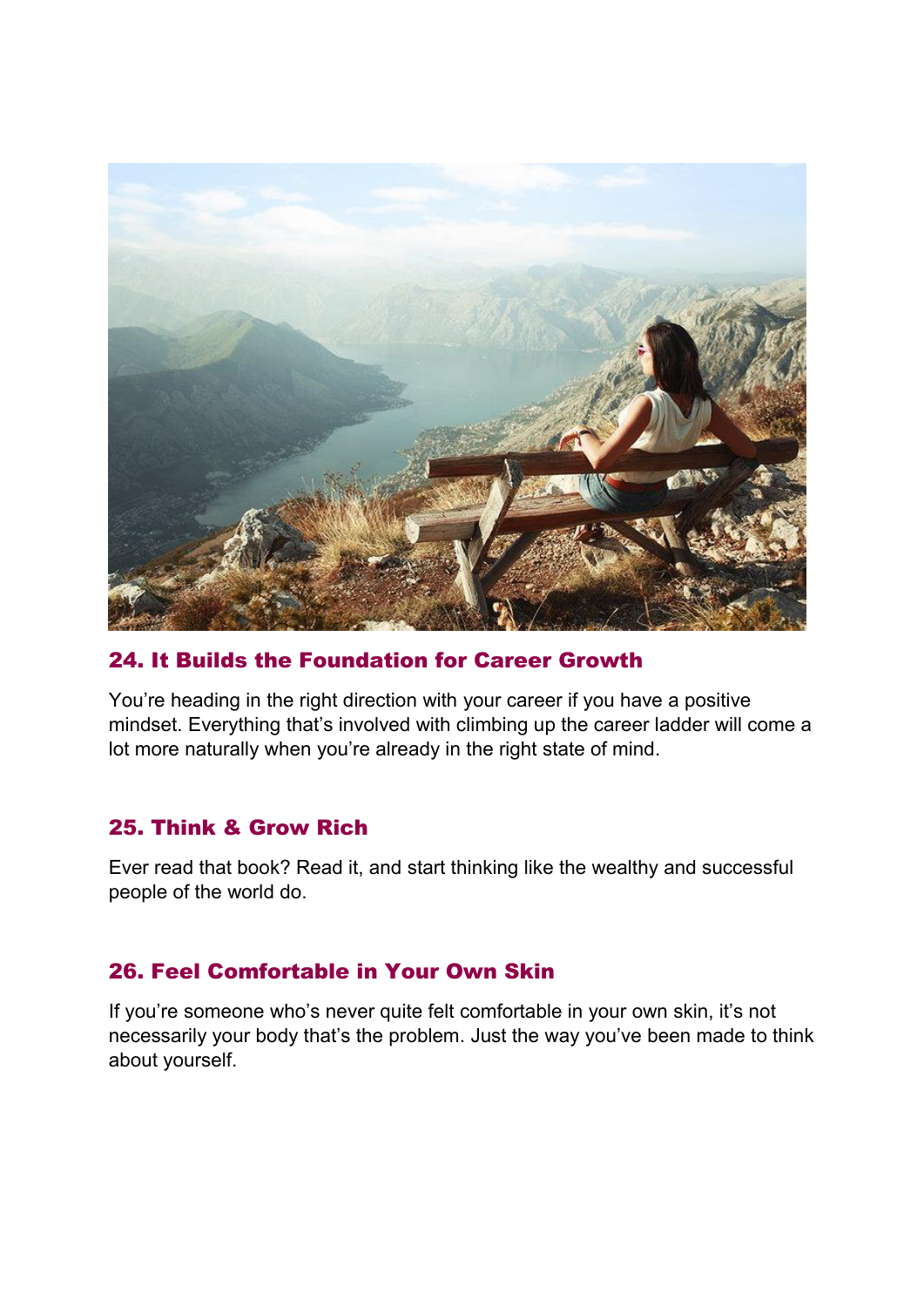## 24. It Builds the Foundation for Career Growth

You're heading in the right direction with your career if you have a positive mindset. Everything that's involved with climbing up the career ladder will come a lot more naturally when you're already in the right state of mind.

## 25. Think & Grow Rich

Ever read that book? Read it, and start thinking like the wealthy and successful people of the world do.

## 26. Feel Comfortable in Your Own Skin

If you're someone who's never quite felt comfortable in your own skin, it's not necessarily your body that's the problem. Just the way you've been made to think about yourself.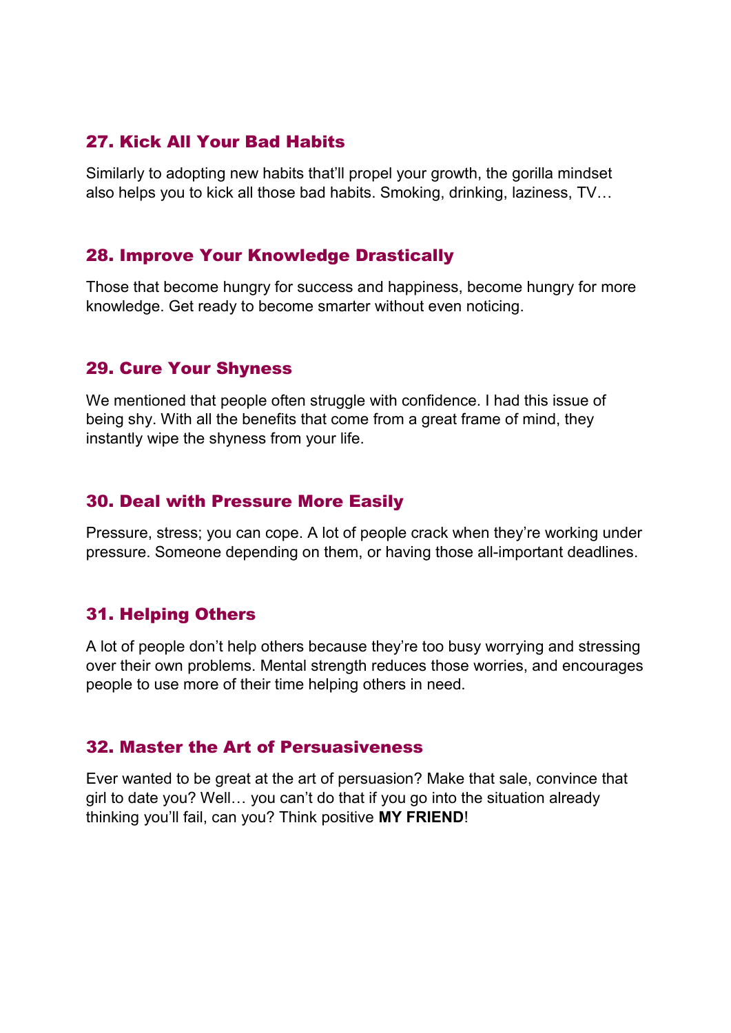### 27. Kick All Your Bad Habits

Similarly to adopting new habits that'll propel your growth, the gorilla mindset also helps you to kick all those bad habits. Smoking, drinking, laziness, TV…

### 28. Improve Your Knowledge Drastically

Those that become hungry for success and happiness, become hungry for more knowledge. Get ready to become smarter without even noticing.

### 29. Cure Your Shyness

We mentioned that people often struggle with confidence. I had this issue of being shy. With all the benefits that come from a great frame of mind, they instantly wipe the shyness from your life.

### 30. Deal with Pressure More Easily

Pressure, stress; you can cope. A lot of people crack when they're working under pressure. Someone depending on them, or having those all-important deadlines.

### 31. Helping Others

A lot of people don't help others because they're too busy worrying and stressing over their own problems. Mental strength reduces those worries, and encourages people to use more of their time helping others in need.

### 32. Master the Art of Persuasiveness

Ever wanted to be great at the art of persuasion? Make that sale, convince that girl to date you? Well… you can't do that if you go into the situation already thinking you'll fail, can you? Think positive **MY FRIEND**!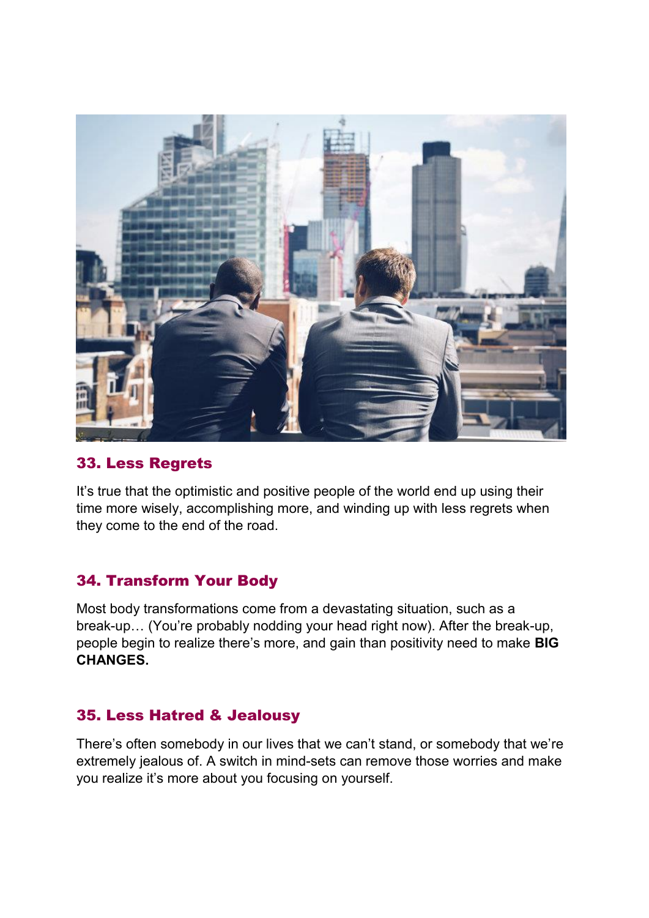### 33. Less Regrets

It's true that the optimistic and positive people of the world end up using their time more wisely, accomplishing more, and winding up with less regrets when they come to the end of the road.

### 34. Transform Your Body

Most body transformations come from a devastating situation, such as a break-up… (You're probably nodding your head right now). After the break-up, people begin to realize there's more, and gain than positivity need to make **BIG CHANGES.**

### 35. Less Hatred & Jealousy

There's often somebody in our lives that we can't stand, or somebody that we're extremely jealous of. A switch in mind-sets can remove those worries and make you realize it's more about you focusing on yourself.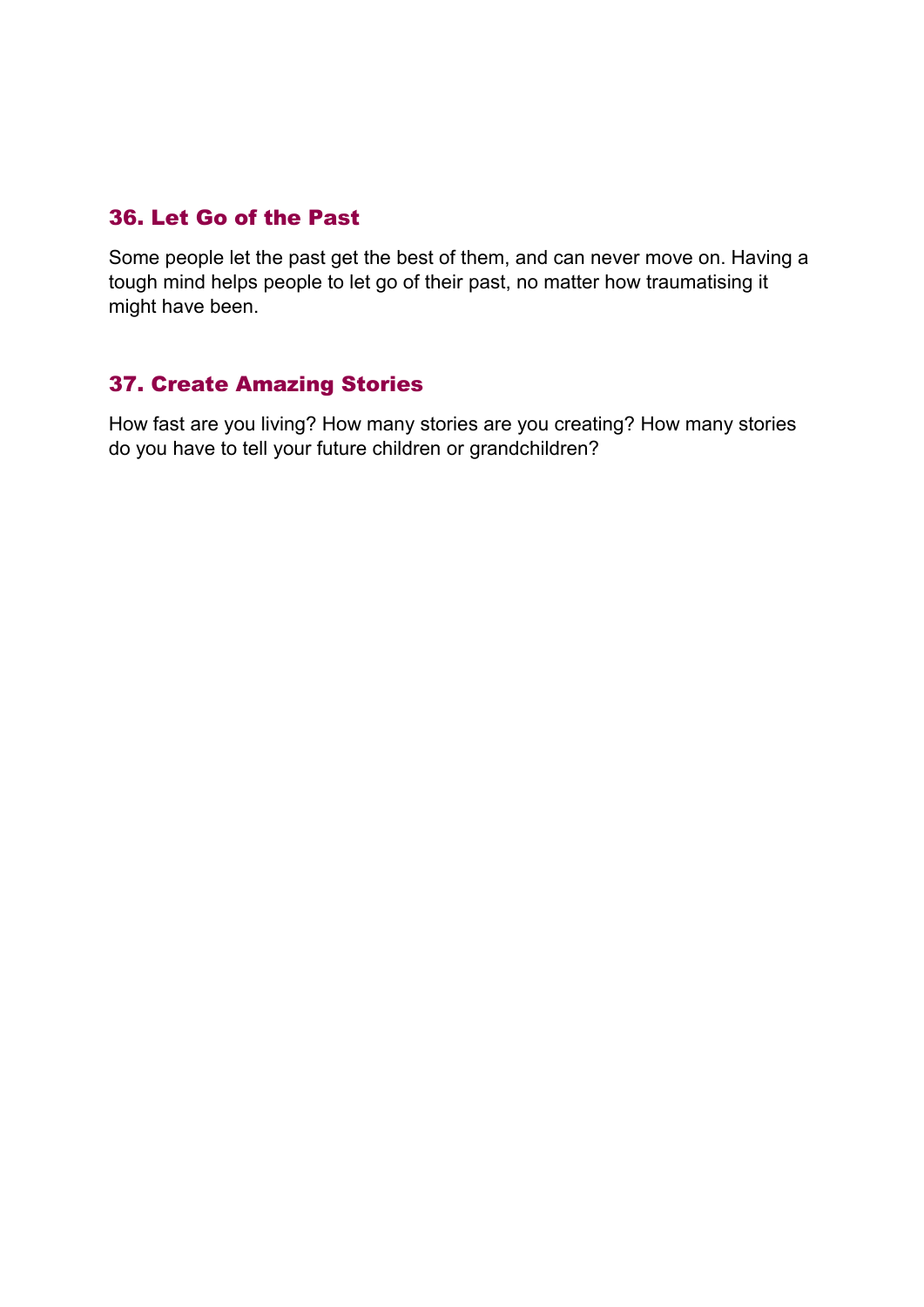## 36. Let Go of the Past

Some people let the past get the best of them, and can never move on. Having a tough mind helps people to let go of their past, no matter how traumatising it might have been.

## 37. Create Amazing Stories

How fast are you living? How many stories are you creating? How many stories do you have to tell your future children or grandchildren?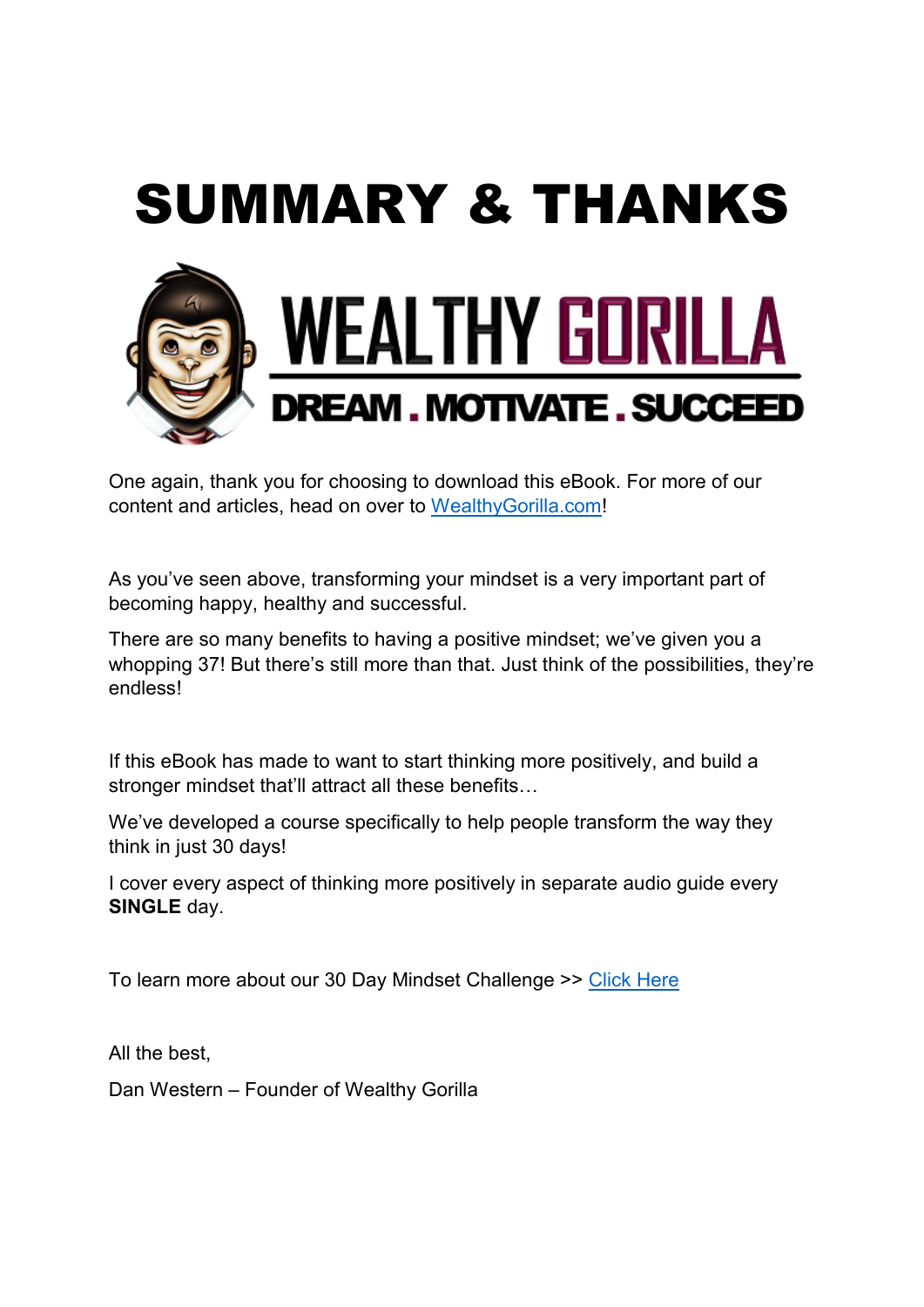# SUMMARY & THANKS

WEALTHY GORILLA

DREAM . MOTIVATE . SUCCEED

One again, thank you for choosing to download this eBook. For more of our content and articles, head on over to WealthyGorilla.com!

As you've seen above, transforming your mindset is a very important part of becoming happy, healthy and successful.

There are so many benefits to having a positive mindset; we've given you a whopping 37! But there's still more than that. Just think of the possibilities, they're endless!

If this eBook has made to want to start thinking more positively, and build a stronger mindset that'll attract all these benefits…

We've developed a course specifically to help people transform the way they think in just 30 days!

I cover every aspect of thinking more positively in separate audio guide every **SINGLE** day.

To learn more about our 30 Day Mindset Challenge >> Click Here

All the best,

Dan Western – Founder of Wealthy Gorilla